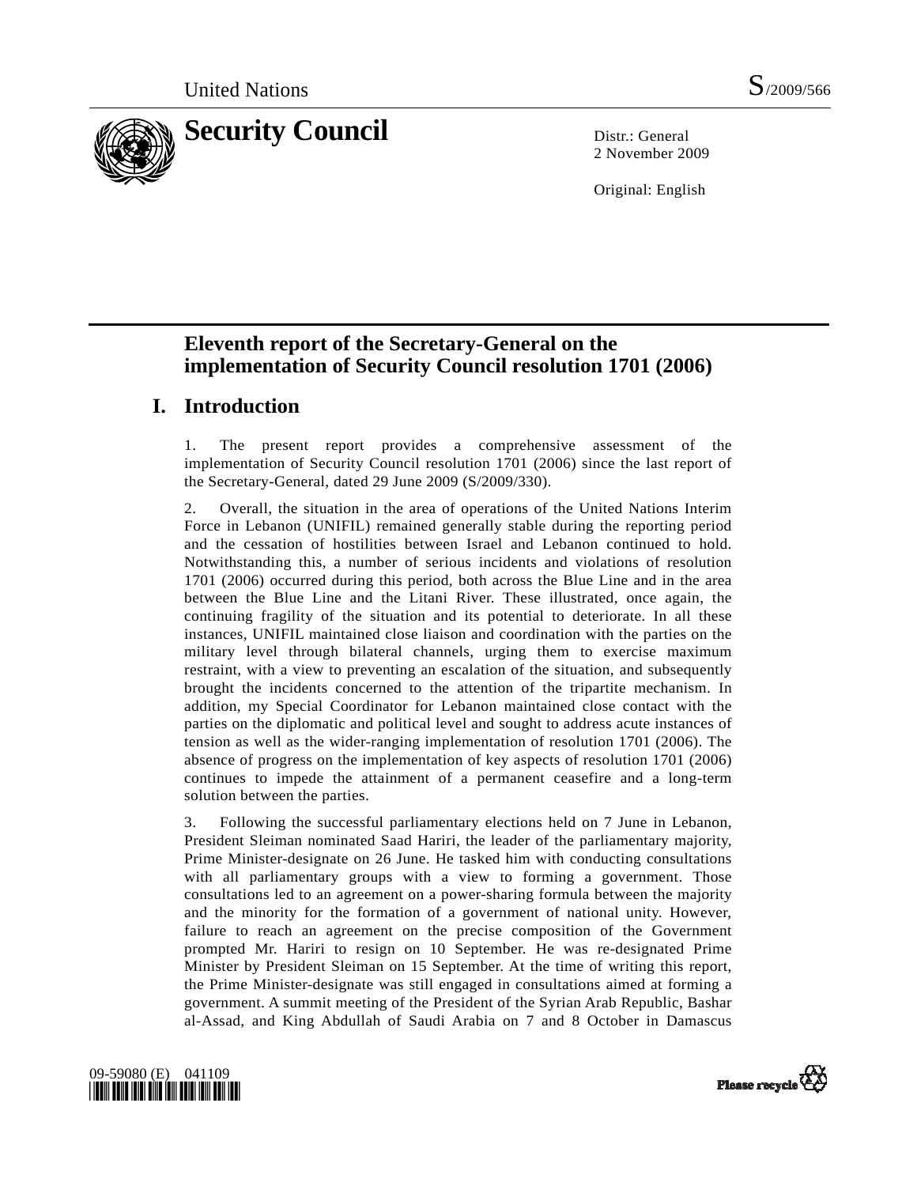United Nations S/2009/566

# Security Council

Distr.: General
2 November 2009

Original: English

## Eleventh report of the Secretary-General on the implementation of Security Council resolution 1701 (2006)

## I. Introduction

1. The present report provides a comprehensive assessment of the implementation of Security Council resolution 1701 (2006) since the last report of the Secretary-General, dated 29 June 2009 (S/2009/330).

2. Overall, the situation in the area of operations of the United Nations Interim Force in Lebanon (UNIFIL) remained generally stable during the reporting period and the cessation of hostilities between Israel and Lebanon continued to hold. Notwithstanding this, a number of serious incidents and violations of resolution 1701 (2006) occurred during this period, both across the Blue Line and in the area between the Blue Line and the Litani River. These illustrated, once again, the continuing fragility of the situation and its potential to deteriorate. In all these instances, UNIFIL maintained close liaison and coordination with the parties on the military level through bilateral channels, urging them to exercise maximum restraint, with a view to preventing an escalation of the situation, and subsequently brought the incidents concerned to the attention of the tripartite mechanism. In addition, my Special Coordinator for Lebanon maintained close contact with the parties on the diplomatic and political level and sought to address acute instances of tension as well as the wider-ranging implementation of resolution 1701 (2006). The absence of progress on the implementation of key aspects of resolution 1701 (2006) continues to impede the attainment of a permanent ceasefire and a long-term solution between the parties.

3. Following the successful parliamentary elections held on 7 June in Lebanon, President Sleiman nominated Saad Hariri, the leader of the parliamentary majority, Prime Minister-designate on 26 June. He tasked him with conducting consultations with all parliamentary groups with a view to forming a government. Those consultations led to an agreement on a power-sharing formula between the majority and the minority for the formation of a government of national unity. However, failure to reach an agreement on the precise composition of the Government prompted Mr. Hariri to resign on 10 September. He was re-designated Prime Minister by President Sleiman on 15 September. At the time of writing this report, the Prime Minister-designate was still engaged in consultations aimed at forming a government. A summit meeting of the President of the Syrian Arab Republic, Bashar al-Assad, and King Abdullah of Saudi Arabia on 7 and 8 October in Damascus

09-59080 (E) 041109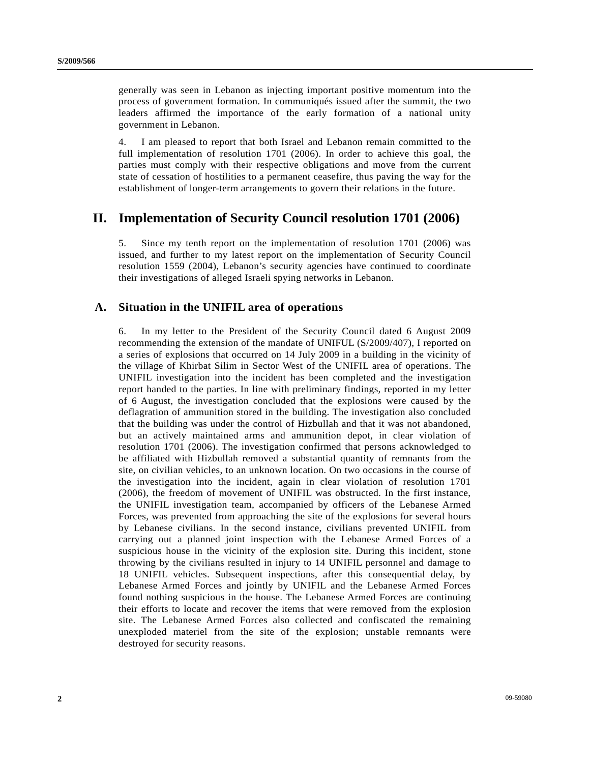generally was seen in Lebanon as injecting important positive momentum into the process of government formation. In communiqués issued after the summit, the two leaders affirmed the importance of the early formation of a national unity government in Lebanon.

4. I am pleased to report that both Israel and Lebanon remain committed to the full implementation of resolution 1701 (2006). In order to achieve this goal, the parties must comply with their respective obligations and move from the current state of cessation of hostilities to a permanent ceasefire, thus paving the way for the establishment of longer-term arrangements to govern their relations in the future.

# II. Implementation of Security Council resolution 1701 (2006)

5. Since my tenth report on the implementation of resolution 1701 (2006) was issued, and further to my latest report on the implementation of Security Council resolution 1559 (2004), Lebanon's security agencies have continued to coordinate their investigations of alleged Israeli spying networks in Lebanon.

## A. Situation in the UNIFIL area of operations

6. In my letter to the President of the Security Council dated 6 August 2009 recommending the extension of the mandate of UNIFUL (S/2009/407), I reported on a series of explosions that occurred on 14 July 2009 in a building in the vicinity of the village of Khirbat Silim in Sector West of the UNIFIL area of operations. The UNIFIL investigation into the incident has been completed and the investigation report handed to the parties. In line with preliminary findings, reported in my letter of 6 August, the investigation concluded that the explosions were caused by the deflagration of ammunition stored in the building. The investigation also concluded that the building was under the control of Hizbullah and that it was not abandoned, but an actively maintained arms and ammunition depot, in clear violation of resolution 1701 (2006). The investigation confirmed that persons acknowledged to be affiliated with Hizbullah removed a substantial quantity of remnants from the site, on civilian vehicles, to an unknown location. On two occasions in the course of the investigation into the incident, again in clear violation of resolution 1701 (2006), the freedom of movement of UNIFIL was obstructed. In the first instance, the UNIFIL investigation team, accompanied by officers of the Lebanese Armed Forces, was prevented from approaching the site of the explosions for several hours by Lebanese civilians. In the second instance, civilians prevented UNIFIL from carrying out a planned joint inspection with the Lebanese Armed Forces of a suspicious house in the vicinity of the explosion site. During this incident, stone throwing by the civilians resulted in injury to 14 UNIFIL personnel and damage to 18 UNIFIL vehicles. Subsequent inspections, after this consequential delay, by Lebanese Armed Forces and jointly by UNIFIL and the Lebanese Armed Forces found nothing suspicious in the house. The Lebanese Armed Forces are continuing their efforts to locate and recover the items that were removed from the explosion site. The Lebanese Armed Forces also collected and confiscated the remaining unexploded materiel from the site of the explosion; unstable remnants were destroyed for security reasons.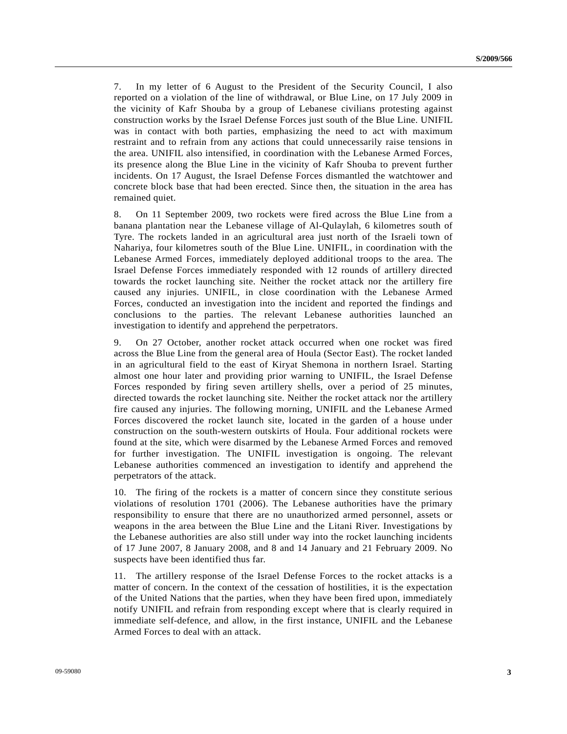7. In my letter of 6 August to the President of the Security Council, I also reported on a violation of the line of withdrawal, or Blue Line, on 17 July 2009 in the vicinity of Kafr Shouba by a group of Lebanese civilians protesting against construction works by the Israel Defense Forces just south of the Blue Line. UNIFIL was in contact with both parties, emphasizing the need to act with maximum restraint and to refrain from any actions that could unnecessarily raise tensions in the area. UNIFIL also intensified, in coordination with the Lebanese Armed Forces, its presence along the Blue Line in the vicinity of Kafr Shouba to prevent further incidents. On 17 August, the Israel Defense Forces dismantled the watchtower and concrete block base that had been erected. Since then, the situation in the area has remained quiet.

8. On 11 September 2009, two rockets were fired across the Blue Line from a banana plantation near the Lebanese village of Al-Qulaylah, 6 kilometres south of Tyre. The rockets landed in an agricultural area just north of the Israeli town of Nahariya, four kilometres south of the Blue Line. UNIFIL, in coordination with the Lebanese Armed Forces, immediately deployed additional troops to the area. The Israel Defense Forces immediately responded with 12 rounds of artillery directed towards the rocket launching site. Neither the rocket attack nor the artillery fire caused any injuries. UNIFIL, in close coordination with the Lebanese Armed Forces, conducted an investigation into the incident and reported the findings and conclusions to the parties. The relevant Lebanese authorities launched an investigation to identify and apprehend the perpetrators.

9. On 27 October, another rocket attack occurred when one rocket was fired across the Blue Line from the general area of Houla (Sector East). The rocket landed in an agricultural field to the east of Kiryat Shemona in northern Israel. Starting almost one hour later and providing prior warning to UNIFIL, the Israel Defense Forces responded by firing seven artillery shells, over a period of 25 minutes, directed towards the rocket launching site. Neither the rocket attack nor the artillery fire caused any injuries. The following morning, UNIFIL and the Lebanese Armed Forces discovered the rocket launch site, located in the garden of a house under construction on the south-western outskirts of Houla. Four additional rockets were found at the site, which were disarmed by the Lebanese Armed Forces and removed for further investigation. The UNIFIL investigation is ongoing. The relevant Lebanese authorities commenced an investigation to identify and apprehend the perpetrators of the attack.

10. The firing of the rockets is a matter of concern since they constitute serious violations of resolution 1701 (2006). The Lebanese authorities have the primary responsibility to ensure that there are no unauthorized armed personnel, assets or weapons in the area between the Blue Line and the Litani River. Investigations by the Lebanese authorities are also still under way into the rocket launching incidents of 17 June 2007, 8 January 2008, and 8 and 14 January and 21 February 2009. No suspects have been identified thus far.

11. The artillery response of the Israel Defense Forces to the rocket attacks is a matter of concern. In the context of the cessation of hostilities, it is the expectation of the United Nations that the parties, when they have been fired upon, immediately notify UNIFIL and refrain from responding except where that is clearly required in immediate self-defence, and allow, in the first instance, UNIFIL and the Lebanese Armed Forces to deal with an attack.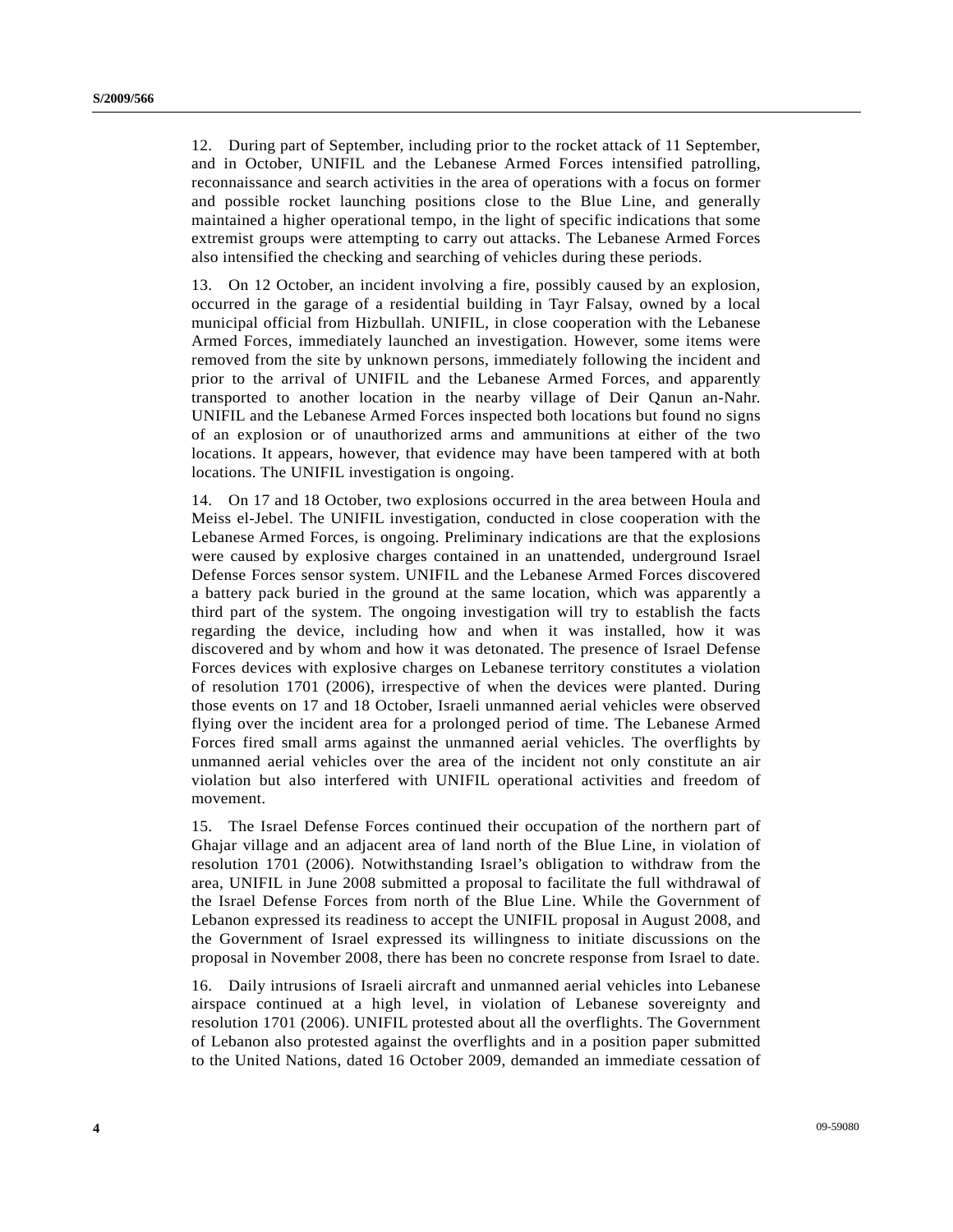12. During part of September, including prior to the rocket attack of 11 September, and in October, UNIFIL and the Lebanese Armed Forces intensified patrolling, reconnaissance and search activities in the area of operations with a focus on former and possible rocket launching positions close to the Blue Line, and generally maintained a higher operational tempo, in the light of specific indications that some extremist groups were attempting to carry out attacks. The Lebanese Armed Forces also intensified the checking and searching of vehicles during these periods.

13. On 12 October, an incident involving a fire, possibly caused by an explosion, occurred in the garage of a residential building in Tayr Falsay, owned by a local municipal official from Hizbullah. UNIFIL, in close cooperation with the Lebanese Armed Forces, immediately launched an investigation. However, some items were removed from the site by unknown persons, immediately following the incident and prior to the arrival of UNIFIL and the Lebanese Armed Forces, and apparently transported to another location in the nearby village of Deir Qanun an-Nahr. UNIFIL and the Lebanese Armed Forces inspected both locations but found no signs of an explosion or of unauthorized arms and ammunitions at either of the two locations. It appears, however, that evidence may have been tampered with at both locations. The UNIFIL investigation is ongoing.

14. On 17 and 18 October, two explosions occurred in the area between Houla and Meiss el-Jebel. The UNIFIL investigation, conducted in close cooperation with the Lebanese Armed Forces, is ongoing. Preliminary indications are that the explosions were caused by explosive charges contained in an unattended, underground Israel Defense Forces sensor system. UNIFIL and the Lebanese Armed Forces discovered a battery pack buried in the ground at the same location, which was apparently a third part of the system. The ongoing investigation will try to establish the facts regarding the device, including how and when it was installed, how it was discovered and by whom and how it was detonated. The presence of Israel Defense Forces devices with explosive charges on Lebanese territory constitutes a violation of resolution 1701 (2006), irrespective of when the devices were planted. During those events on 17 and 18 October, Israeli unmanned aerial vehicles were observed flying over the incident area for a prolonged period of time. The Lebanese Armed Forces fired small arms against the unmanned aerial vehicles. The overflights by unmanned aerial vehicles over the area of the incident not only constitute an air violation but also interfered with UNIFIL operational activities and freedom of movement.

15. The Israel Defense Forces continued their occupation of the northern part of Ghajar village and an adjacent area of land north of the Blue Line, in violation of resolution 1701 (2006). Notwithstanding Israel's obligation to withdraw from the area, UNIFIL in June 2008 submitted a proposal to facilitate the full withdrawal of the Israel Defense Forces from north of the Blue Line. While the Government of Lebanon expressed its readiness to accept the UNIFIL proposal in August 2008, and the Government of Israel expressed its willingness to initiate discussions on the proposal in November 2008, there has been no concrete response from Israel to date.

16. Daily intrusions of Israeli aircraft and unmanned aerial vehicles into Lebanese airspace continued at a high level, in violation of Lebanese sovereignty and resolution 1701 (2006). UNIFIL protested about all the overflights. The Government of Lebanon also protested against the overflights and in a position paper submitted to the United Nations, dated 16 October 2009, demanded an immediate cessation of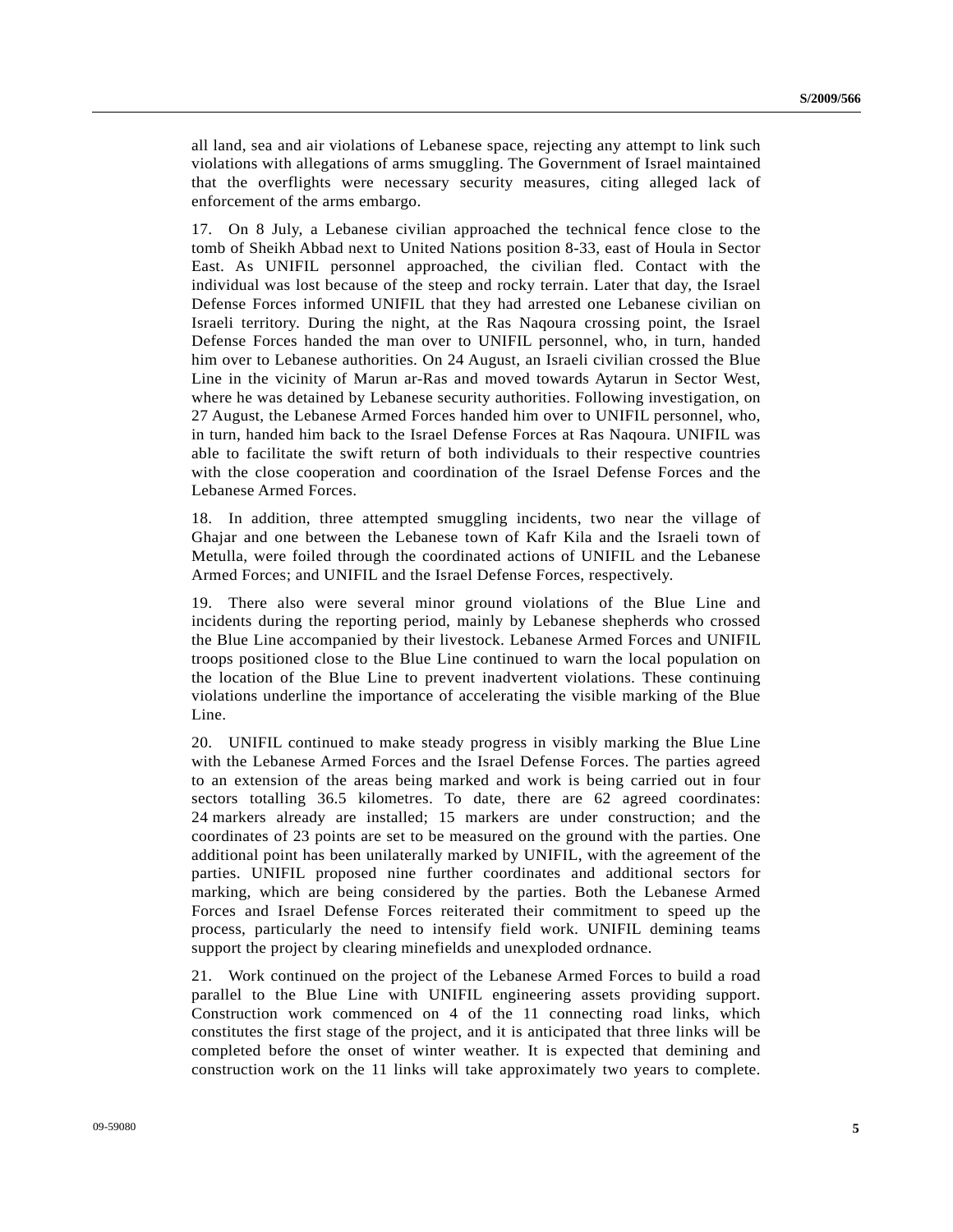all land, sea and air violations of Lebanese space, rejecting any attempt to link such violations with allegations of arms smuggling. The Government of Israel maintained that the overflights were necessary security measures, citing alleged lack of enforcement of the arms embargo.

17. On 8 July, a Lebanese civilian approached the technical fence close to the tomb of Sheikh Abbad next to United Nations position 8-33, east of Houla in Sector East. As UNIFIL personnel approached, the civilian fled. Contact with the individual was lost because of the steep and rocky terrain. Later that day, the Israel Defense Forces informed UNIFIL that they had arrested one Lebanese civilian on Israeli territory. During the night, at the Ras Naqoura crossing point, the Israel Defense Forces handed the man over to UNIFIL personnel, who, in turn, handed him over to Lebanese authorities. On 24 August, an Israeli civilian crossed the Blue Line in the vicinity of Marun ar-Ras and moved towards Aytarun in Sector West, where he was detained by Lebanese security authorities. Following investigation, on 27 August, the Lebanese Armed Forces handed him over to UNIFIL personnel, who, in turn, handed him back to the Israel Defense Forces at Ras Naqoura. UNIFIL was able to facilitate the swift return of both individuals to their respective countries with the close cooperation and coordination of the Israel Defense Forces and the Lebanese Armed Forces.

18. In addition, three attempted smuggling incidents, two near the village of Ghajar and one between the Lebanese town of Kafr Kila and the Israeli town of Metulla, were foiled through the coordinated actions of UNIFIL and the Lebanese Armed Forces; and UNIFIL and the Israel Defense Forces, respectively.

19. There also were several minor ground violations of the Blue Line and incidents during the reporting period, mainly by Lebanese shepherds who crossed the Blue Line accompanied by their livestock. Lebanese Armed Forces and UNIFIL troops positioned close to the Blue Line continued to warn the local population on the location of the Blue Line to prevent inadvertent violations. These continuing violations underline the importance of accelerating the visible marking of the Blue Line.

20. UNIFIL continued to make steady progress in visibly marking the Blue Line with the Lebanese Armed Forces and the Israel Defense Forces. The parties agreed to an extension of the areas being marked and work is being carried out in four sectors totalling 36.5 kilometres. To date, there are 62 agreed coordinates: 24 markers already are installed; 15 markers are under construction; and the coordinates of 23 points are set to be measured on the ground with the parties. One additional point has been unilaterally marked by UNIFIL, with the agreement of the parties. UNIFIL proposed nine further coordinates and additional sectors for marking, which are being considered by the parties. Both the Lebanese Armed Forces and Israel Defense Forces reiterated their commitment to speed up the process, particularly the need to intensify field work. UNIFIL demining teams support the project by clearing minefields and unexploded ordnance.

21. Work continued on the project of the Lebanese Armed Forces to build a road parallel to the Blue Line with UNIFIL engineering assets providing support. Construction work commenced on 4 of the 11 connecting road links, which constitutes the first stage of the project, and it is anticipated that three links will be completed before the onset of winter weather. It is expected that demining and construction work on the 11 links will take approximately two years to complete.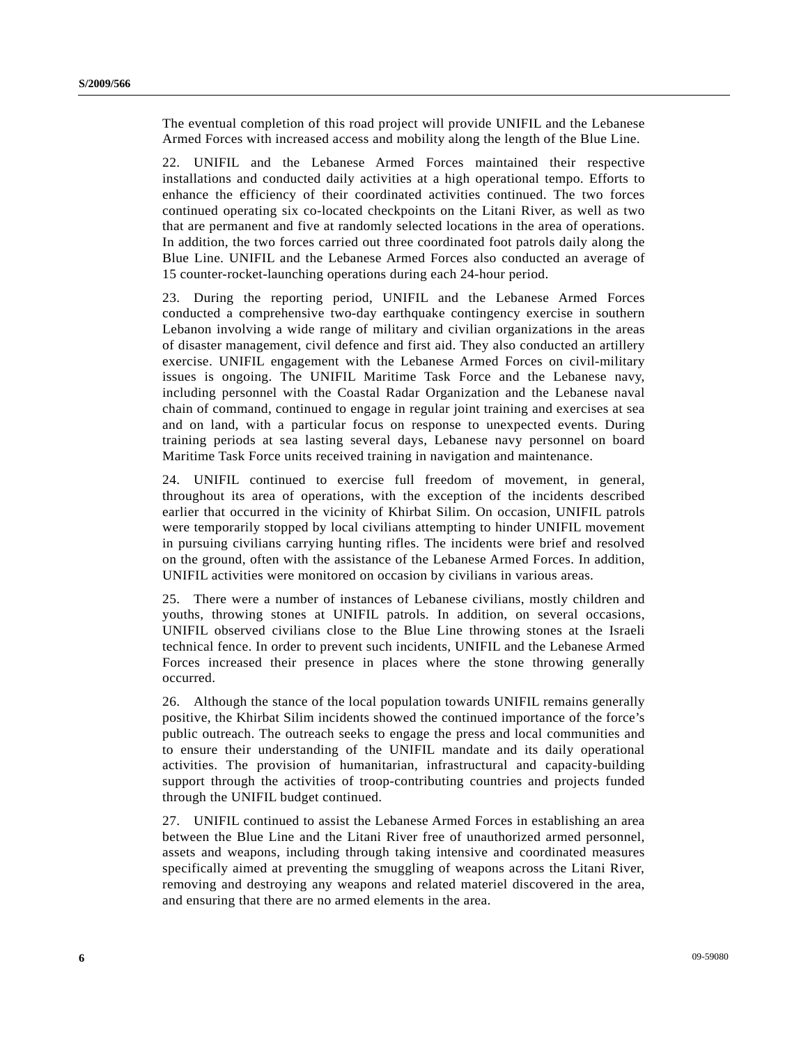The eventual completion of this road project will provide UNIFIL and the Lebanese Armed Forces with increased access and mobility along the length of the Blue Line.

22. UNIFIL and the Lebanese Armed Forces maintained their respective installations and conducted daily activities at a high operational tempo. Efforts to enhance the efficiency of their coordinated activities continued. The two forces continued operating six co-located checkpoints on the Litani River, as well as two that are permanent and five at randomly selected locations in the area of operations. In addition, the two forces carried out three coordinated foot patrols daily along the Blue Line. UNIFIL and the Lebanese Armed Forces also conducted an average of 15 counter-rocket-launching operations during each 24-hour period.

23. During the reporting period, UNIFIL and the Lebanese Armed Forces conducted a comprehensive two-day earthquake contingency exercise in southern Lebanon involving a wide range of military and civilian organizations in the areas of disaster management, civil defence and first aid. They also conducted an artillery exercise. UNIFIL engagement with the Lebanese Armed Forces on civil-military issues is ongoing. The UNIFIL Maritime Task Force and the Lebanese navy, including personnel with the Coastal Radar Organization and the Lebanese naval chain of command, continued to engage in regular joint training and exercises at sea and on land, with a particular focus on response to unexpected events. During training periods at sea lasting several days, Lebanese navy personnel on board Maritime Task Force units received training in navigation and maintenance.

24. UNIFIL continued to exercise full freedom of movement, in general, throughout its area of operations, with the exception of the incidents described earlier that occurred in the vicinity of Khirbat Silim. On occasion, UNIFIL patrols were temporarily stopped by local civilians attempting to hinder UNIFIL movement in pursuing civilians carrying hunting rifles. The incidents were brief and resolved on the ground, often with the assistance of the Lebanese Armed Forces. In addition, UNIFIL activities were monitored on occasion by civilians in various areas.

25. There were a number of instances of Lebanese civilians, mostly children and youths, throwing stones at UNIFIL patrols. In addition, on several occasions, UNIFIL observed civilians close to the Blue Line throwing stones at the Israeli technical fence. In order to prevent such incidents, UNIFIL and the Lebanese Armed Forces increased their presence in places where the stone throwing generally occurred.

26. Although the stance of the local population towards UNIFIL remains generally positive, the Khirbat Silim incidents showed the continued importance of the force's public outreach. The outreach seeks to engage the press and local communities and to ensure their understanding of the UNIFIL mandate and its daily operational activities. The provision of humanitarian, infrastructural and capacity-building support through the activities of troop-contributing countries and projects funded through the UNIFIL budget continued.

27. UNIFIL continued to assist the Lebanese Armed Forces in establishing an area between the Blue Line and the Litani River free of unauthorized armed personnel, assets and weapons, including through taking intensive and coordinated measures specifically aimed at preventing the smuggling of weapons across the Litani River, removing and destroying any weapons and related materiel discovered in the area, and ensuring that there are no armed elements in the area.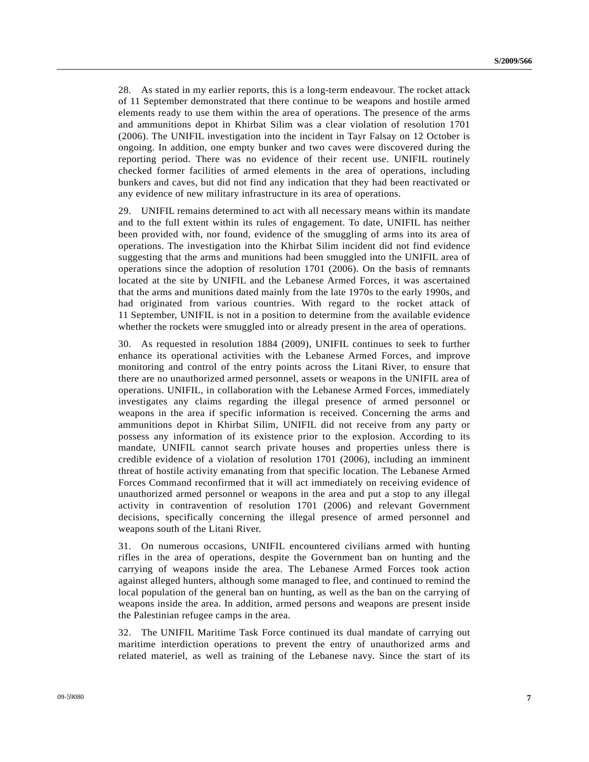28. As stated in my earlier reports, this is a long-term endeavour. The rocket attack of 11 September demonstrated that there continue to be weapons and hostile armed elements ready to use them within the area of operations. The presence of the arms and ammunitions depot in Khirbat Silim was a clear violation of resolution 1701 (2006). The UNIFIL investigation into the incident in Tayr Falsay on 12 October is ongoing. In addition, one empty bunker and two caves were discovered during the reporting period. There was no evidence of their recent use. UNIFIL routinely checked former facilities of armed elements in the area of operations, including bunkers and caves, but did not find any indication that they had been reactivated or any evidence of new military infrastructure in its area of operations.

29. UNIFIL remains determined to act with all necessary means within its mandate and to the full extent within its rules of engagement. To date, UNIFIL has neither been provided with, nor found, evidence of the smuggling of arms into its area of operations. The investigation into the Khirbat Silim incident did not find evidence suggesting that the arms and munitions had been smuggled into the UNIFIL area of operations since the adoption of resolution 1701 (2006). On the basis of remnants located at the site by UNIFIL and the Lebanese Armed Forces, it was ascertained that the arms and munitions dated mainly from the late 1970s to the early 1990s, and had originated from various countries. With regard to the rocket attack of 11 September, UNIFIL is not in a position to determine from the available evidence whether the rockets were smuggled into or already present in the area of operations.

30. As requested in resolution 1884 (2009), UNIFIL continues to seek to further enhance its operational activities with the Lebanese Armed Forces, and improve monitoring and control of the entry points across the Litani River, to ensure that there are no unauthorized armed personnel, assets or weapons in the UNIFIL area of operations. UNIFIL, in collaboration with the Lebanese Armed Forces, immediately investigates any claims regarding the illegal presence of armed personnel or weapons in the area if specific information is received. Concerning the arms and ammunitions depot in Khirbat Silim, UNIFIL did not receive from any party or possess any information of its existence prior to the explosion. According to its mandate, UNIFIL cannot search private houses and properties unless there is credible evidence of a violation of resolution 1701 (2006), including an imminent threat of hostile activity emanating from that specific location. The Lebanese Armed Forces Command reconfirmed that it will act immediately on receiving evidence of unauthorized armed personnel or weapons in the area and put a stop to any illegal activity in contravention of resolution 1701 (2006) and relevant Government decisions, specifically concerning the illegal presence of armed personnel and weapons south of the Litani River.

31. On numerous occasions, UNIFIL encountered civilians armed with hunting rifles in the area of operations, despite the Government ban on hunting and the carrying of weapons inside the area. The Lebanese Armed Forces took action against alleged hunters, although some managed to flee, and continued to remind the local population of the general ban on hunting, as well as the ban on the carrying of weapons inside the area. In addition, armed persons and weapons are present inside the Palestinian refugee camps in the area.

32. The UNIFIL Maritime Task Force continued its dual mandate of carrying out maritime interdiction operations to prevent the entry of unauthorized arms and related materiel, as well as training of the Lebanese navy. Since the start of its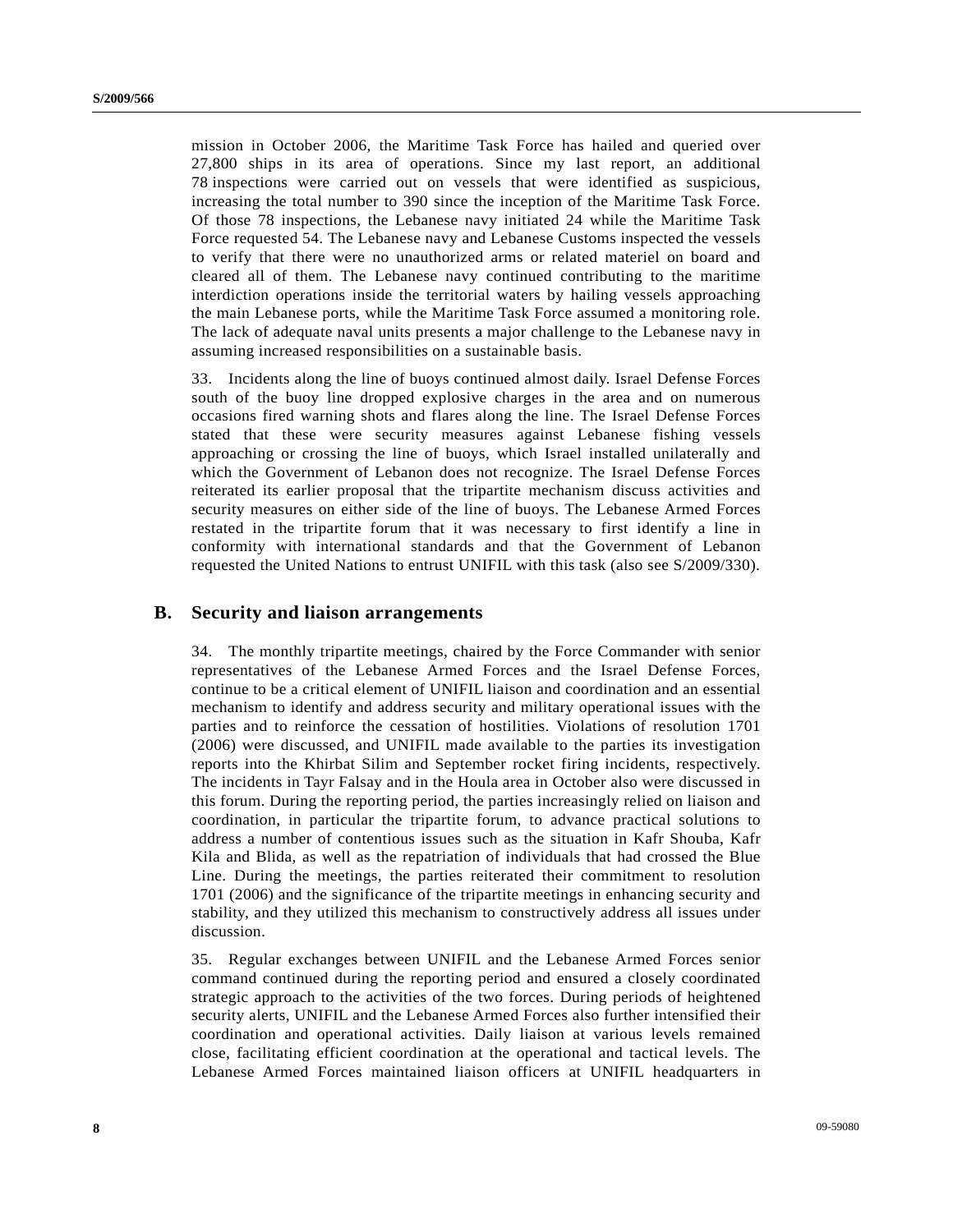mission in October 2006, the Maritime Task Force has hailed and queried over 27,800 ships in its area of operations. Since my last report, an additional 78 inspections were carried out on vessels that were identified as suspicious, increasing the total number to 390 since the inception of the Maritime Task Force. Of those 78 inspections, the Lebanese navy initiated 24 while the Maritime Task Force requested 54. The Lebanese navy and Lebanese Customs inspected the vessels to verify that there were no unauthorized arms or related materiel on board and cleared all of them. The Lebanese navy continued contributing to the maritime interdiction operations inside the territorial waters by hailing vessels approaching the main Lebanese ports, while the Maritime Task Force assumed a monitoring role. The lack of adequate naval units presents a major challenge to the Lebanese navy in assuming increased responsibilities on a sustainable basis.

33. Incidents along the line of buoys continued almost daily. Israel Defense Forces south of the buoy line dropped explosive charges in the area and on numerous occasions fired warning shots and flares along the line. The Israel Defense Forces stated that these were security measures against Lebanese fishing vessels approaching or crossing the line of buoys, which Israel installed unilaterally and which the Government of Lebanon does not recognize. The Israel Defense Forces reiterated its earlier proposal that the tripartite mechanism discuss activities and security measures on either side of the line of buoys. The Lebanese Armed Forces restated in the tripartite forum that it was necessary to first identify a line in conformity with international standards and that the Government of Lebanon requested the United Nations to entrust UNIFIL with this task (also see S/2009/330).

## B. Security and liaison arrangements

34. The monthly tripartite meetings, chaired by the Force Commander with senior representatives of the Lebanese Armed Forces and the Israel Defense Forces, continue to be a critical element of UNIFIL liaison and coordination and an essential mechanism to identify and address security and military operational issues with the parties and to reinforce the cessation of hostilities. Violations of resolution 1701 (2006) were discussed, and UNIFIL made available to the parties its investigation reports into the Khirbat Silim and September rocket firing incidents, respectively. The incidents in Tayr Falsay and in the Houla area in October also were discussed in this forum. During the reporting period, the parties increasingly relied on liaison and coordination, in particular the tripartite forum, to advance practical solutions to address a number of contentious issues such as the situation in Kafr Shouba, Kafr Kila and Blida, as well as the repatriation of individuals that had crossed the Blue Line. During the meetings, the parties reiterated their commitment to resolution 1701 (2006) and the significance of the tripartite meetings in enhancing security and stability, and they utilized this mechanism to constructively address all issues under discussion.

35. Regular exchanges between UNIFIL and the Lebanese Armed Forces senior command continued during the reporting period and ensured a closely coordinated strategic approach to the activities of the two forces. During periods of heightened security alerts, UNIFIL and the Lebanese Armed Forces also further intensified their coordination and operational activities. Daily liaison at various levels remained close, facilitating efficient coordination at the operational and tactical levels. The Lebanese Armed Forces maintained liaison officers at UNIFIL headquarters in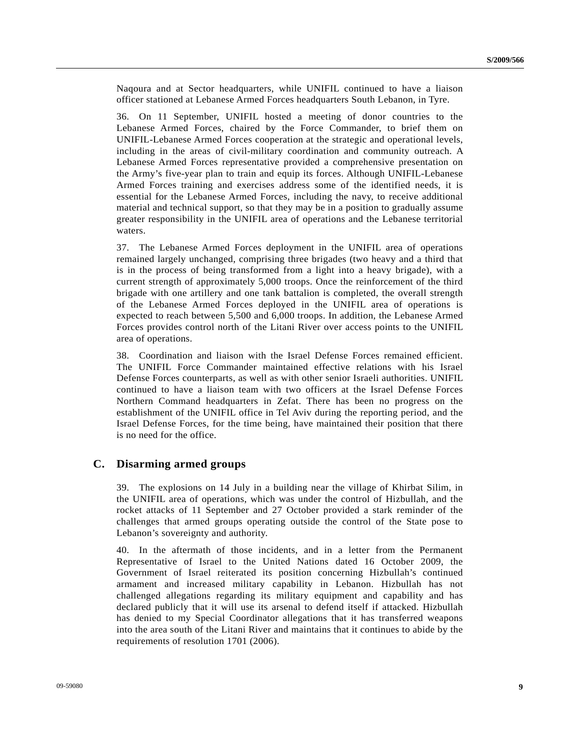Naqoura and at Sector headquarters, while UNIFIL continued to have a liaison officer stationed at Lebanese Armed Forces headquarters South Lebanon, in Tyre.

36. On 11 September, UNIFIL hosted a meeting of donor countries to the Lebanese Armed Forces, chaired by the Force Commander, to brief them on UNIFIL-Lebanese Armed Forces cooperation at the strategic and operational levels, including in the areas of civil-military coordination and community outreach. A Lebanese Armed Forces representative provided a comprehensive presentation on the Army's five-year plan to train and equip its forces. Although UNIFIL-Lebanese Armed Forces training and exercises address some of the identified needs, it is essential for the Lebanese Armed Forces, including the navy, to receive additional material and technical support, so that they may be in a position to gradually assume greater responsibility in the UNIFIL area of operations and the Lebanese territorial waters.

37. The Lebanese Armed Forces deployment in the UNIFIL area of operations remained largely unchanged, comprising three brigades (two heavy and a third that is in the process of being transformed from a light into a heavy brigade), with a current strength of approximately 5,000 troops. Once the reinforcement of the third brigade with one artillery and one tank battalion is completed, the overall strength of the Lebanese Armed Forces deployed in the UNIFIL area of operations is expected to reach between 5,500 and 6,000 troops. In addition, the Lebanese Armed Forces provides control north of the Litani River over access points to the UNIFIL area of operations.

38. Coordination and liaison with the Israel Defense Forces remained efficient. The UNIFIL Force Commander maintained effective relations with his Israel Defense Forces counterparts, as well as with other senior Israeli authorities. UNIFIL continued to have a liaison team with two officers at the Israel Defense Forces Northern Command headquarters in Zefat. There has been no progress on the establishment of the UNIFIL office in Tel Aviv during the reporting period, and the Israel Defense Forces, for the time being, have maintained their position that there is no need for the office.

## C. Disarming armed groups

39. The explosions on 14 July in a building near the village of Khirbat Silim, in the UNIFIL area of operations, which was under the control of Hizbullah, and the rocket attacks of 11 September and 27 October provided a stark reminder of the challenges that armed groups operating outside the control of the State pose to Lebanon's sovereignty and authority.

40. In the aftermath of those incidents, and in a letter from the Permanent Representative of Israel to the United Nations dated 16 October 2009, the Government of Israel reiterated its position concerning Hizbullah's continued armament and increased military capability in Lebanon. Hizbullah has not challenged allegations regarding its military equipment and capability and has declared publicly that it will use its arsenal to defend itself if attacked. Hizbullah has denied to my Special Coordinator allegations that it has transferred weapons into the area south of the Litani River and maintains that it continues to abide by the requirements of resolution 1701 (2006).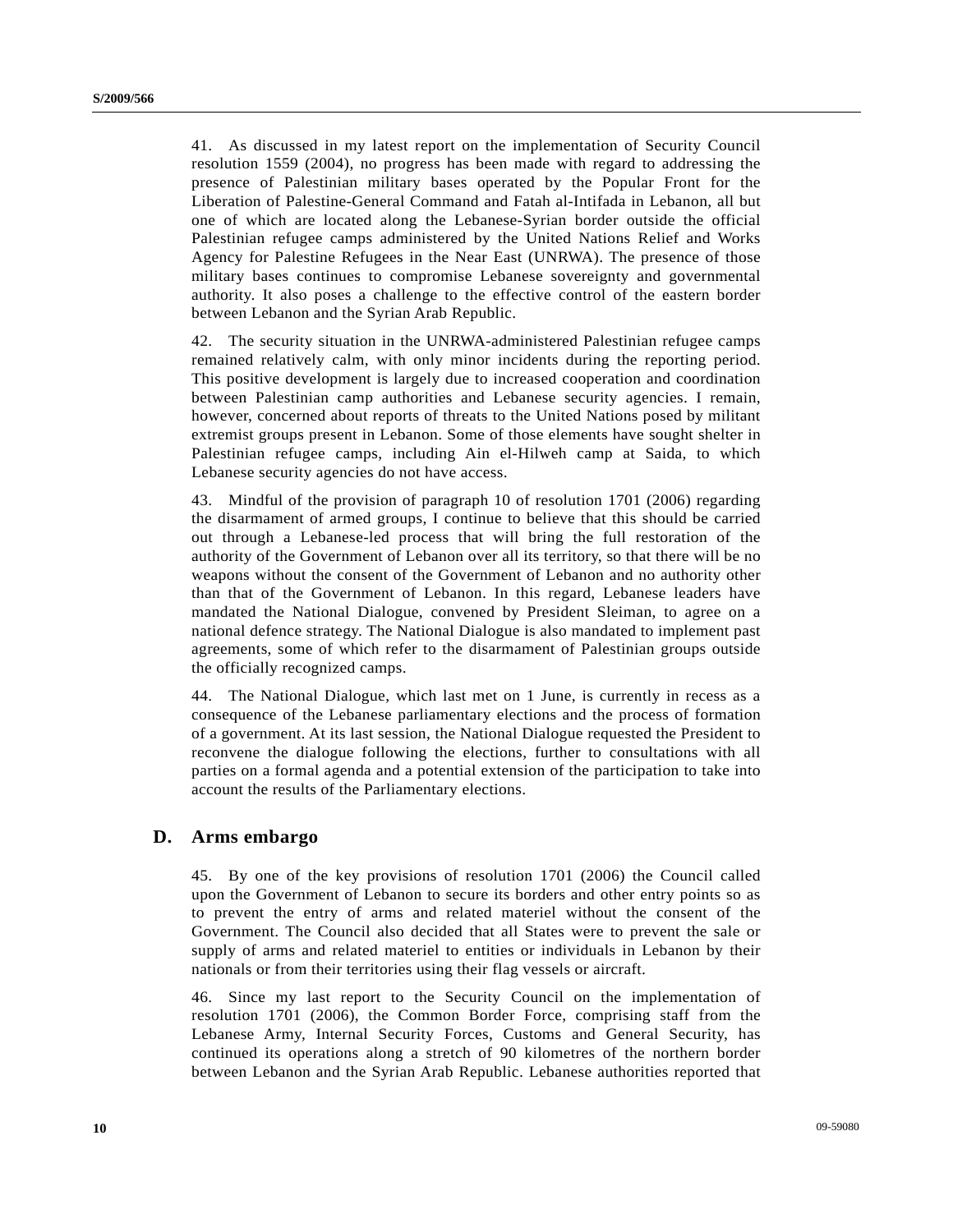41. As discussed in my latest report on the implementation of Security Council resolution 1559 (2004), no progress has been made with regard to addressing the presence of Palestinian military bases operated by the Popular Front for the Liberation of Palestine-General Command and Fatah al-Intifada in Lebanon, all but one of which are located along the Lebanese-Syrian border outside the official Palestinian refugee camps administered by the United Nations Relief and Works Agency for Palestine Refugees in the Near East (UNRWA). The presence of those military bases continues to compromise Lebanese sovereignty and governmental authority. It also poses a challenge to the effective control of the eastern border between Lebanon and the Syrian Arab Republic.

42. The security situation in the UNRWA-administered Palestinian refugee camps remained relatively calm, with only minor incidents during the reporting period. This positive development is largely due to increased cooperation and coordination between Palestinian camp authorities and Lebanese security agencies. I remain, however, concerned about reports of threats to the United Nations posed by militant extremist groups present in Lebanon. Some of those elements have sought shelter in Palestinian refugee camps, including Ain el-Hilweh camp at Saida, to which Lebanese security agencies do not have access.

43. Mindful of the provision of paragraph 10 of resolution 1701 (2006) regarding the disarmament of armed groups, I continue to believe that this should be carried out through a Lebanese-led process that will bring the full restoration of the authority of the Government of Lebanon over all its territory, so that there will be no weapons without the consent of the Government of Lebanon and no authority other than that of the Government of Lebanon. In this regard, Lebanese leaders have mandated the National Dialogue, convened by President Sleiman, to agree on a national defence strategy. The National Dialogue is also mandated to implement past agreements, some of which refer to the disarmament of Palestinian groups outside the officially recognized camps.

44. The National Dialogue, which last met on 1 June, is currently in recess as a consequence of the Lebanese parliamentary elections and the process of formation of a government. At its last session, the National Dialogue requested the President to reconvene the dialogue following the elections, further to consultations with all parties on a formal agenda and a potential extension of the participation to take into account the results of the Parliamentary elections.

## D. Arms embargo

45. By one of the key provisions of resolution 1701 (2006) the Council called upon the Government of Lebanon to secure its borders and other entry points so as to prevent the entry of arms and related materiel without the consent of the Government. The Council also decided that all States were to prevent the sale or supply of arms and related materiel to entities or individuals in Lebanon by their nationals or from their territories using their flag vessels or aircraft.

46. Since my last report to the Security Council on the implementation of resolution 1701 (2006), the Common Border Force, comprising staff from the Lebanese Army, Internal Security Forces, Customs and General Security, has continued its operations along a stretch of 90 kilometres of the northern border between Lebanon and the Syrian Arab Republic. Lebanese authorities reported that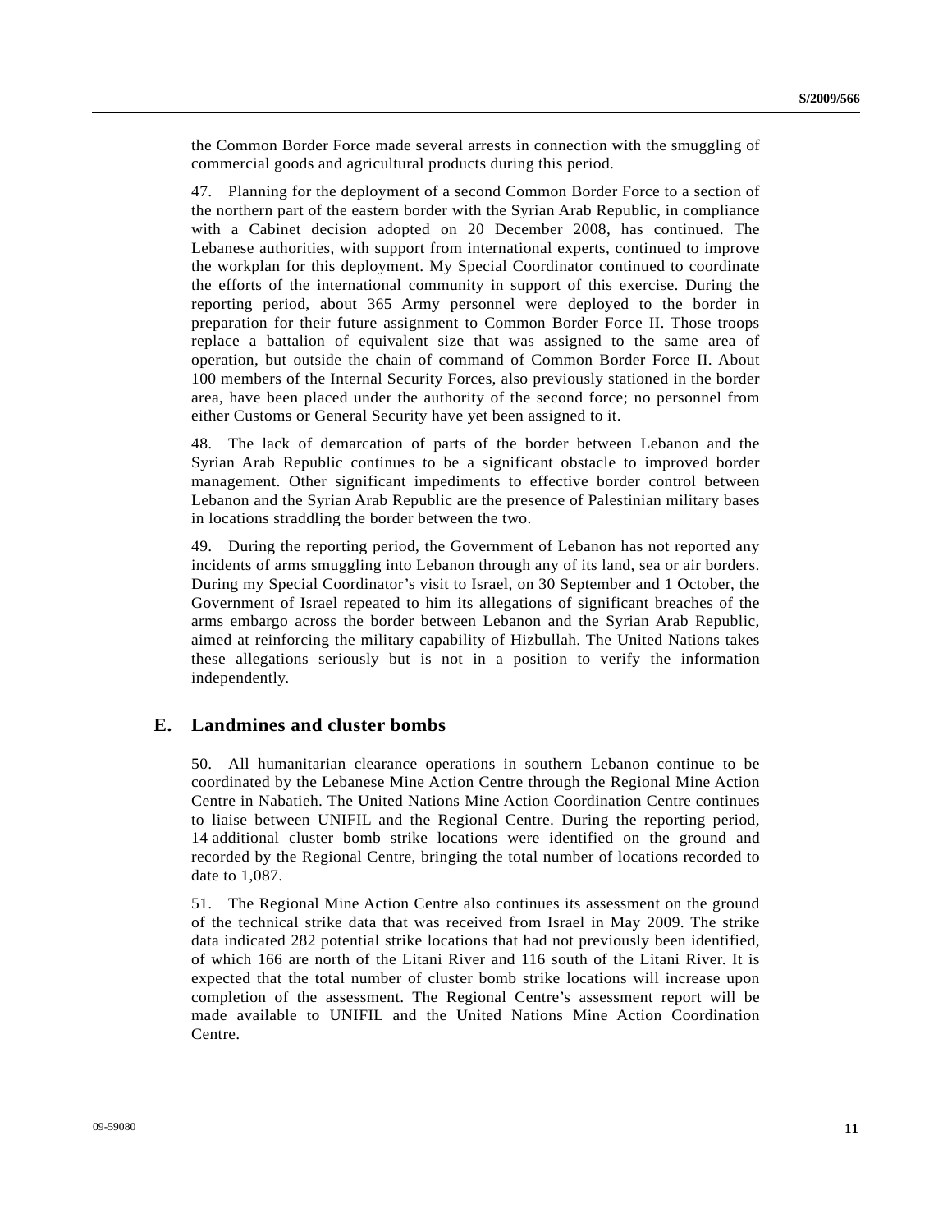the Common Border Force made several arrests in connection with the smuggling of commercial goods and agricultural products during this period.

47. Planning for the deployment of a second Common Border Force to a section of the northern part of the eastern border with the Syrian Arab Republic, in compliance with a Cabinet decision adopted on 20 December 2008, has continued. The Lebanese authorities, with support from international experts, continued to improve the workplan for this deployment. My Special Coordinator continued to coordinate the efforts of the international community in support of this exercise. During the reporting period, about 365 Army personnel were deployed to the border in preparation for their future assignment to Common Border Force II. Those troops replace a battalion of equivalent size that was assigned to the same area of operation, but outside the chain of command of Common Border Force II. About 100 members of the Internal Security Forces, also previously stationed in the border area, have been placed under the authority of the second force; no personnel from either Customs or General Security have yet been assigned to it.

48. The lack of demarcation of parts of the border between Lebanon and the Syrian Arab Republic continues to be a significant obstacle to improved border management. Other significant impediments to effective border control between Lebanon and the Syrian Arab Republic are the presence of Palestinian military bases in locations straddling the border between the two.

49. During the reporting period, the Government of Lebanon has not reported any incidents of arms smuggling into Lebanon through any of its land, sea or air borders. During my Special Coordinator's visit to Israel, on 30 September and 1 October, the Government of Israel repeated to him its allegations of significant breaches of the arms embargo across the border between Lebanon and the Syrian Arab Republic, aimed at reinforcing the military capability of Hizbullah. The United Nations takes these allegations seriously but is not in a position to verify the information independently.

## E. Landmines and cluster bombs

50. All humanitarian clearance operations in southern Lebanon continue to be coordinated by the Lebanese Mine Action Centre through the Regional Mine Action Centre in Nabatieh. The United Nations Mine Action Coordination Centre continues to liaise between UNIFIL and the Regional Centre. During the reporting period, 14 additional cluster bomb strike locations were identified on the ground and recorded by the Regional Centre, bringing the total number of locations recorded to date to 1,087.

51. The Regional Mine Action Centre also continues its assessment on the ground of the technical strike data that was received from Israel in May 2009. The strike data indicated 282 potential strike locations that had not previously been identified, of which 166 are north of the Litani River and 116 south of the Litani River. It is expected that the total number of cluster bomb strike locations will increase upon completion of the assessment. The Regional Centre's assessment report will be made available to UNIFIL and the United Nations Mine Action Coordination Centre.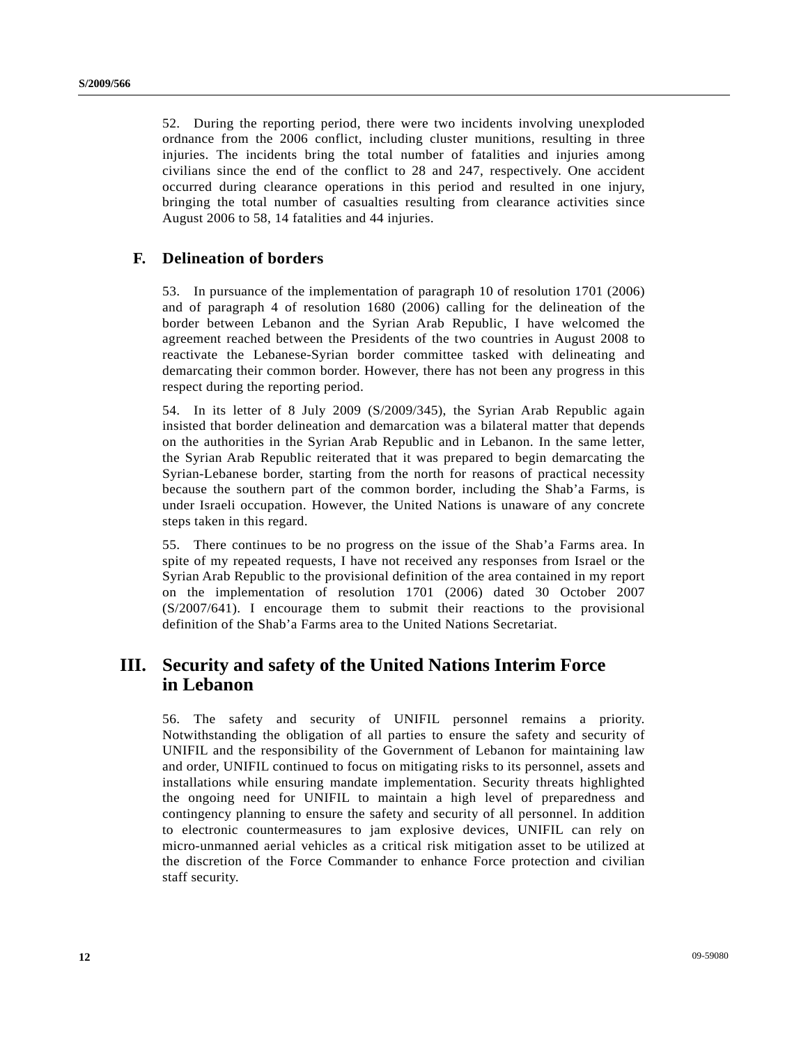52. During the reporting period, there were two incidents involving unexploded ordnance from the 2006 conflict, including cluster munitions, resulting in three injuries. The incidents bring the total number of fatalities and injuries among civilians since the end of the conflict to 28 and 247, respectively. One accident occurred during clearance operations in this period and resulted in one injury, bringing the total number of casualties resulting from clearance activities since August 2006 to 58, 14 fatalities and 44 injuries.

## F. Delineation of borders

53. In pursuance of the implementation of paragraph 10 of resolution 1701 (2006) and of paragraph 4 of resolution 1680 (2006) calling for the delineation of the border between Lebanon and the Syrian Arab Republic, I have welcomed the agreement reached between the Presidents of the two countries in August 2008 to reactivate the Lebanese-Syrian border committee tasked with delineating and demarcating their common border. However, there has not been any progress in this respect during the reporting period.

54. In its letter of 8 July 2009 (S/2009/345), the Syrian Arab Republic again insisted that border delineation and demarcation was a bilateral matter that depends on the authorities in the Syrian Arab Republic and in Lebanon. In the same letter, the Syrian Arab Republic reiterated that it was prepared to begin demarcating the Syrian-Lebanese border, starting from the north for reasons of practical necessity because the southern part of the common border, including the Shab'a Farms, is under Israeli occupation. However, the United Nations is unaware of any concrete steps taken in this regard.

55. There continues to be no progress on the issue of the Shab'a Farms area. In spite of my repeated requests, I have not received any responses from Israel or the Syrian Arab Republic to the provisional definition of the area contained in my report on the implementation of resolution 1701 (2006) dated 30 October 2007 (S/2007/641). I encourage them to submit their reactions to the provisional definition of the Shab'a Farms area to the United Nations Secretariat.

# III. Security and safety of the United Nations Interim Force in Lebanon

56. The safety and security of UNIFIL personnel remains a priority. Notwithstanding the obligation of all parties to ensure the safety and security of UNIFIL and the responsibility of the Government of Lebanon for maintaining law and order, UNIFIL continued to focus on mitigating risks to its personnel, assets and installations while ensuring mandate implementation. Security threats highlighted the ongoing need for UNIFIL to maintain a high level of preparedness and contingency planning to ensure the safety and security of all personnel. In addition to electronic countermeasures to jam explosive devices, UNIFIL can rely on micro-unmanned aerial vehicles as a critical risk mitigation asset to be utilized at the discretion of the Force Commander to enhance Force protection and civilian staff security.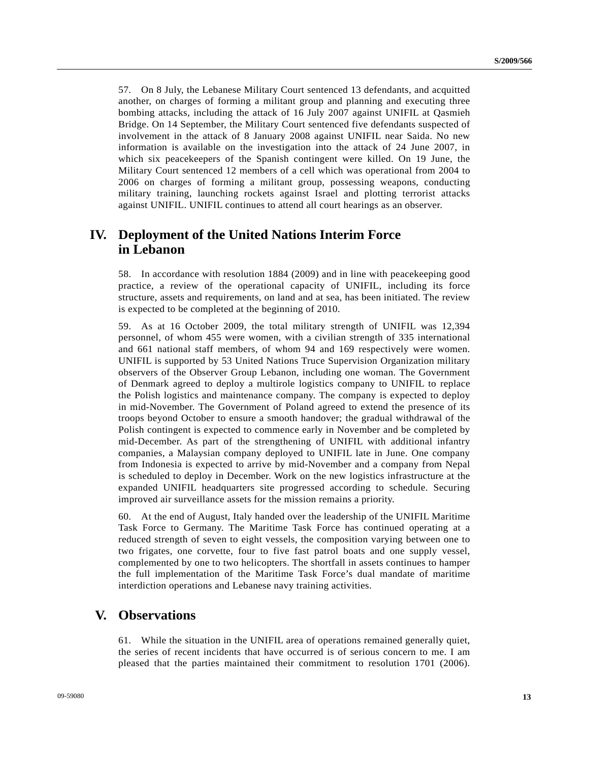57. On 8 July, the Lebanese Military Court sentenced 13 defendants, and acquitted another, on charges of forming a militant group and planning and executing three bombing attacks, including the attack of 16 July 2007 against UNIFIL at Qasmieh Bridge. On 14 September, the Military Court sentenced five defendants suspected of involvement in the attack of 8 January 2008 against UNIFIL near Saida. No new information is available on the investigation into the attack of 24 June 2007, in which six peacekeepers of the Spanish contingent were killed. On 19 June, the Military Court sentenced 12 members of a cell which was operational from 2004 to 2006 on charges of forming a militant group, possessing weapons, conducting military training, launching rockets against Israel and plotting terrorist attacks against UNIFIL. UNIFIL continues to attend all court hearings as an observer.

## IV. Deployment of the United Nations Interim Force in Lebanon

58. In accordance with resolution 1884 (2009) and in line with peacekeeping good practice, a review of the operational capacity of UNIFIL, including its force structure, assets and requirements, on land and at sea, has been initiated. The review is expected to be completed at the beginning of 2010.

59. As at 16 October 2009, the total military strength of UNIFIL was 12,394 personnel, of whom 455 were women, with a civilian strength of 335 international and 661 national staff members, of whom 94 and 169 respectively were women. UNIFIL is supported by 53 United Nations Truce Supervision Organization military observers of the Observer Group Lebanon, including one woman. The Government of Denmark agreed to deploy a multirole logistics company to UNIFIL to replace the Polish logistics and maintenance company. The company is expected to deploy in mid-November. The Government of Poland agreed to extend the presence of its troops beyond October to ensure a smooth handover; the gradual withdrawal of the Polish contingent is expected to commence early in November and be completed by mid-December. As part of the strengthening of UNIFIL with additional infantry companies, a Malaysian company deployed to UNIFIL late in June. One company from Indonesia is expected to arrive by mid-November and a company from Nepal is scheduled to deploy in December. Work on the new logistics infrastructure at the expanded UNIFIL headquarters site progressed according to schedule. Securing improved air surveillance assets for the mission remains a priority.

60. At the end of August, Italy handed over the leadership of the UNIFIL Maritime Task Force to Germany. The Maritime Task Force has continued operating at a reduced strength of seven to eight vessels, the composition varying between one to two frigates, one corvette, four to five fast patrol boats and one supply vessel, complemented by one to two helicopters. The shortfall in assets continues to hamper the full implementation of the Maritime Task Force's dual mandate of maritime interdiction operations and Lebanese navy training activities.

## V. Observations

61. While the situation in the UNIFIL area of operations remained generally quiet, the series of recent incidents that have occurred is of serious concern to me. I am pleased that the parties maintained their commitment to resolution 1701 (2006).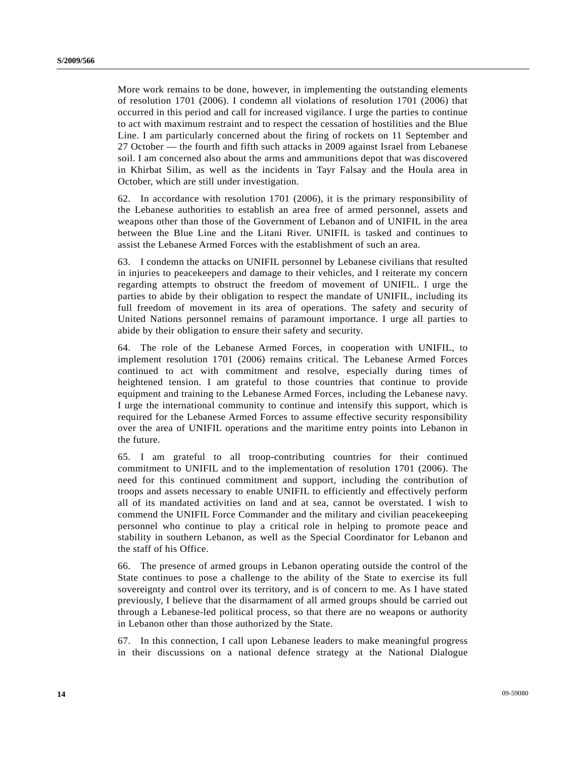More work remains to be done, however, in implementing the outstanding elements of resolution 1701 (2006). I condemn all violations of resolution 1701 (2006) that occurred in this period and call for increased vigilance. I urge the parties to continue to act with maximum restraint and to respect the cessation of hostilities and the Blue Line. I am particularly concerned about the firing of rockets on 11 September and 27 October — the fourth and fifth such attacks in 2009 against Israel from Lebanese soil. I am concerned also about the arms and ammunitions depot that was discovered in Khirbat Silim, as well as the incidents in Tayr Falsay and the Houla area in October, which are still under investigation.

62. In accordance with resolution 1701 (2006), it is the primary responsibility of the Lebanese authorities to establish an area free of armed personnel, assets and weapons other than those of the Government of Lebanon and of UNIFIL in the area between the Blue Line and the Litani River. UNIFIL is tasked and continues to assist the Lebanese Armed Forces with the establishment of such an area.

63. I condemn the attacks on UNIFIL personnel by Lebanese civilians that resulted in injuries to peacekeepers and damage to their vehicles, and I reiterate my concern regarding attempts to obstruct the freedom of movement of UNIFIL. I urge the parties to abide by their obligation to respect the mandate of UNIFIL, including its full freedom of movement in its area of operations. The safety and security of United Nations personnel remains of paramount importance. I urge all parties to abide by their obligation to ensure their safety and security.

64. The role of the Lebanese Armed Forces, in cooperation with UNIFIL, to implement resolution 1701 (2006) remains critical. The Lebanese Armed Forces continued to act with commitment and resolve, especially during times of heightened tension. I am grateful to those countries that continue to provide equipment and training to the Lebanese Armed Forces, including the Lebanese navy. I urge the international community to continue and intensify this support, which is required for the Lebanese Armed Forces to assume effective security responsibility over the area of UNIFIL operations and the maritime entry points into Lebanon in the future.

65. I am grateful to all troop-contributing countries for their continued commitment to UNIFIL and to the implementation of resolution 1701 (2006). The need for this continued commitment and support, including the contribution of troops and assets necessary to enable UNIFIL to efficiently and effectively perform all of its mandated activities on land and at sea, cannot be overstated. I wish to commend the UNIFIL Force Commander and the military and civilian peacekeeping personnel who continue to play a critical role in helping to promote peace and stability in southern Lebanon, as well as the Special Coordinator for Lebanon and the staff of his Office.

66. The presence of armed groups in Lebanon operating outside the control of the State continues to pose a challenge to the ability of the State to exercise its full sovereignty and control over its territory, and is of concern to me. As I have stated previously, I believe that the disarmament of all armed groups should be carried out through a Lebanese-led political process, so that there are no weapons or authority in Lebanon other than those authorized by the State.

67. In this connection, I call upon Lebanese leaders to make meaningful progress in their discussions on a national defence strategy at the National Dialogue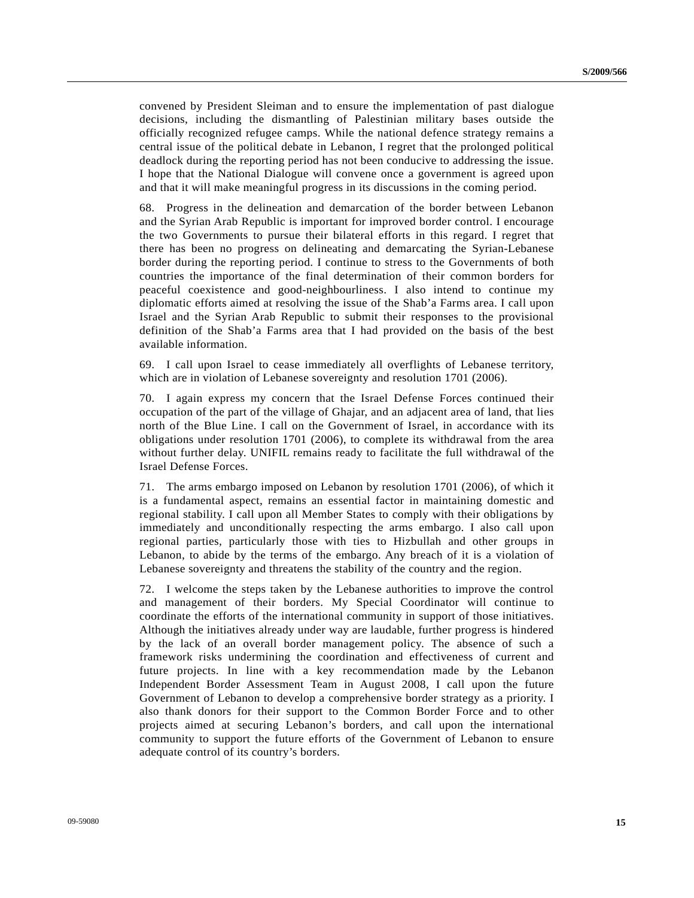convened by President Sleiman and to ensure the implementation of past dialogue decisions, including the dismantling of Palestinian military bases outside the officially recognized refugee camps. While the national defence strategy remains a central issue of the political debate in Lebanon, I regret that the prolonged political deadlock during the reporting period has not been conducive to addressing the issue. I hope that the National Dialogue will convene once a government is agreed upon and that it will make meaningful progress in its discussions in the coming period.

68. Progress in the delineation and demarcation of the border between Lebanon and the Syrian Arab Republic is important for improved border control. I encourage the two Governments to pursue their bilateral efforts in this regard. I regret that there has been no progress on delineating and demarcating the Syrian-Lebanese border during the reporting period. I continue to stress to the Governments of both countries the importance of the final determination of their common borders for peaceful coexistence and good-neighbourliness. I also intend to continue my diplomatic efforts aimed at resolving the issue of the Shab'a Farms area. I call upon Israel and the Syrian Arab Republic to submit their responses to the provisional definition of the Shab'a Farms area that I had provided on the basis of the best available information.

69. I call upon Israel to cease immediately all overflights of Lebanese territory, which are in violation of Lebanese sovereignty and resolution 1701 (2006).

70. I again express my concern that the Israel Defense Forces continued their occupation of the part of the village of Ghajar, and an adjacent area of land, that lies north of the Blue Line. I call on the Government of Israel, in accordance with its obligations under resolution 1701 (2006), to complete its withdrawal from the area without further delay. UNIFIL remains ready to facilitate the full withdrawal of the Israel Defense Forces.

71. The arms embargo imposed on Lebanon by resolution 1701 (2006), of which it is a fundamental aspect, remains an essential factor in maintaining domestic and regional stability. I call upon all Member States to comply with their obligations by immediately and unconditionally respecting the arms embargo. I also call upon regional parties, particularly those with ties to Hizbullah and other groups in Lebanon, to abide by the terms of the embargo. Any breach of it is a violation of Lebanese sovereignty and threatens the stability of the country and the region.

72. I welcome the steps taken by the Lebanese authorities to improve the control and management of their borders. My Special Coordinator will continue to coordinate the efforts of the international community in support of those initiatives. Although the initiatives already under way are laudable, further progress is hindered by the lack of an overall border management policy. The absence of such a framework risks undermining the coordination and effectiveness of current and future projects. In line with a key recommendation made by the Lebanon Independent Border Assessment Team in August 2008, I call upon the future Government of Lebanon to develop a comprehensive border strategy as a priority. I also thank donors for their support to the Common Border Force and to other projects aimed at securing Lebanon's borders, and call upon the international community to support the future efforts of the Government of Lebanon to ensure adequate control of its country's borders.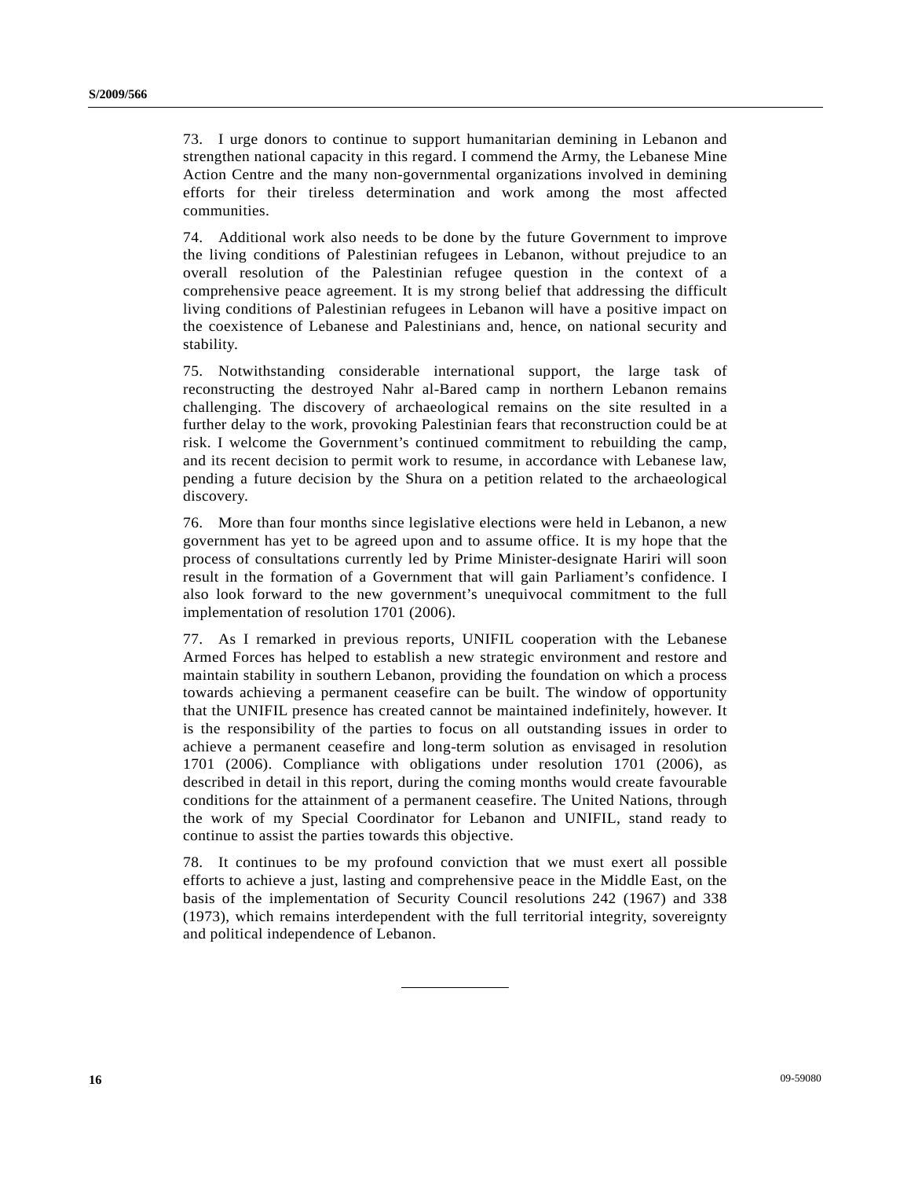73. I urge donors to continue to support humanitarian demining in Lebanon and strengthen national capacity in this regard. I commend the Army, the Lebanese Mine Action Centre and the many non-governmental organizations involved in demining efforts for their tireless determination and work among the most affected communities.

74. Additional work also needs to be done by the future Government to improve the living conditions of Palestinian refugees in Lebanon, without prejudice to an overall resolution of the Palestinian refugee question in the context of a comprehensive peace agreement. It is my strong belief that addressing the difficult living conditions of Palestinian refugees in Lebanon will have a positive impact on the coexistence of Lebanese and Palestinians and, hence, on national security and stability.

75. Notwithstanding considerable international support, the large task of reconstructing the destroyed Nahr al-Bared camp in northern Lebanon remains challenging. The discovery of archaeological remains on the site resulted in a further delay to the work, provoking Palestinian fears that reconstruction could be at risk. I welcome the Government's continued commitment to rebuilding the camp, and its recent decision to permit work to resume, in accordance with Lebanese law, pending a future decision by the Shura on a petition related to the archaeological discovery.

76. More than four months since legislative elections were held in Lebanon, a new government has yet to be agreed upon and to assume office. It is my hope that the process of consultations currently led by Prime Minister-designate Hariri will soon result in the formation of a Government that will gain Parliament's confidence. I also look forward to the new government's unequivocal commitment to the full implementation of resolution 1701 (2006).

77. As I remarked in previous reports, UNIFIL cooperation with the Lebanese Armed Forces has helped to establish a new strategic environment and restore and maintain stability in southern Lebanon, providing the foundation on which a process towards achieving a permanent ceasefire can be built. The window of opportunity that the UNIFIL presence has created cannot be maintained indefinitely, however. It is the responsibility of the parties to focus on all outstanding issues in order to achieve a permanent ceasefire and long-term solution as envisaged in resolution 1701 (2006). Compliance with obligations under resolution 1701 (2006), as described in detail in this report, during the coming months would create favourable conditions for the attainment of a permanent ceasefire. The United Nations, through the work of my Special Coordinator for Lebanon and UNIFIL, stand ready to continue to assist the parties towards this objective.

78. It continues to be my profound conviction that we must exert all possible efforts to achieve a just, lasting and comprehensive peace in the Middle East, on the basis of the implementation of Security Council resolutions 242 (1967) and 338 (1973), which remains interdependent with the full territorial integrity, sovereignty and political independence of Lebanon.